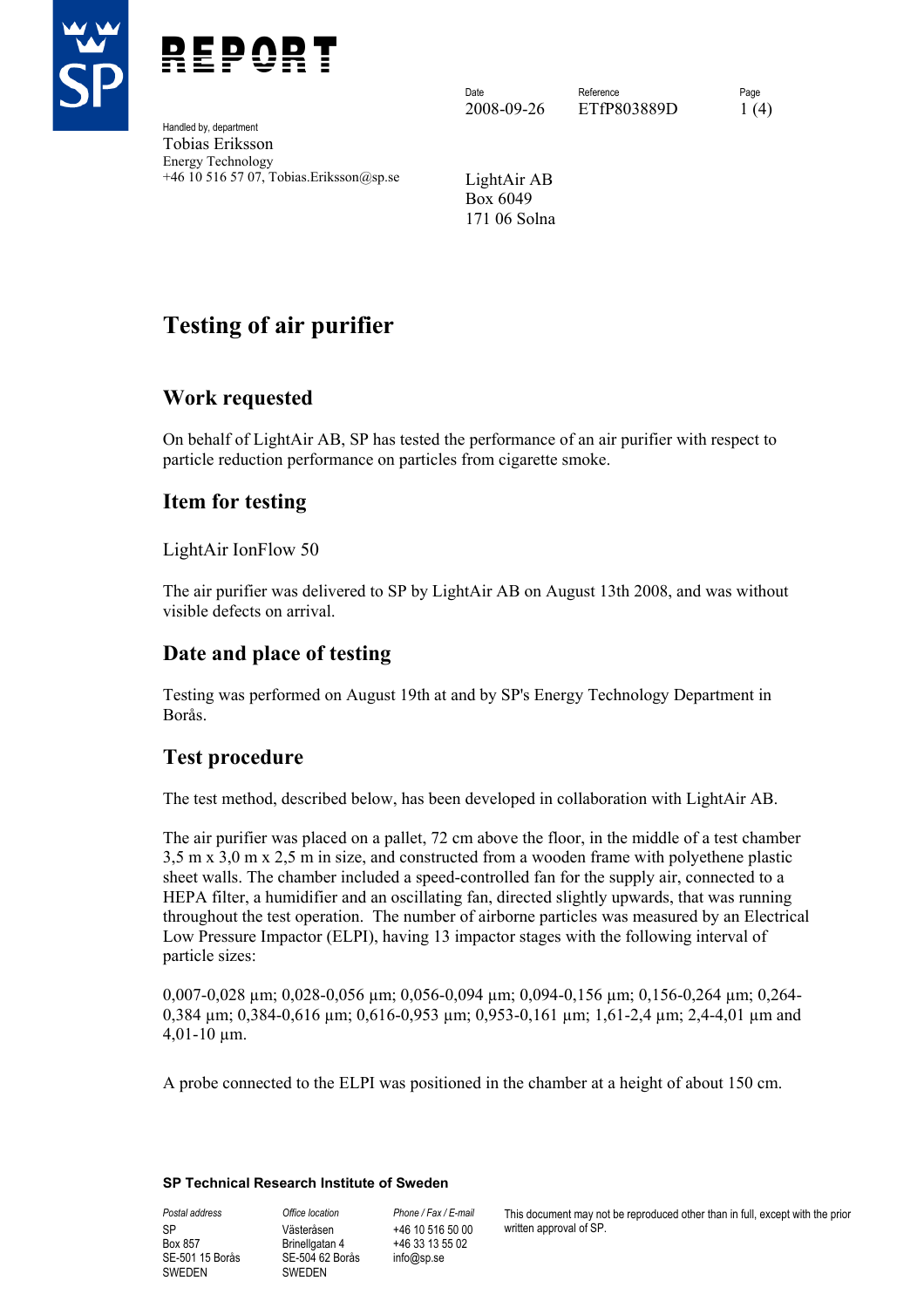# REPORT

| Date | Reference | Page |
|---|---|---|
| 2008-09-26 | ETfP803889D | 1 (4) |

Handled by, department
Tobias Eriksson
Energy Technology
+46 10 516 57 07, Tobias.Eriksson@sp.se

LightAir AB
Box 6049
171 06 Solna

# Testing of air purifier

## Work requested

On behalf of LightAir AB, SP has tested the performance of an air purifier with respect to particle reduction performance on particles from cigarette smoke.

## Item for testing

LightAir IonFlow 50

The air purifier was delivered to SP by LightAir AB on August 13th 2008, and was without visible defects on arrival.

## Date and place of testing

Testing was performed on August 19th at and by SP's Energy Technology Department in Borås.

## Test procedure

The test method, described below, has been developed in collaboration with LightAir AB.

The air purifier was placed on a pallet, 72 cm above the floor, in the middle of a test chamber 3,5 m x 3,0 m x 2,5 m in size, and constructed from a wooden frame with polyethene plastic sheet walls. The chamber included a speed-controlled fan for the supply air, connected to a HEPA filter, a humidifier and an oscillating fan, directed slightly upwards, that was running throughout the test operation. The number of airborne particles was measured by an Electrical Low Pressure Impactor (ELPI), having 13 impactor stages with the following interval of particle sizes:

0,007-0,028 µm; 0,028-0,056 µm; 0,056-0,094 µm; 0,094-0,156 µm; 0,156-0,264 µm; 0,264-0,384 µm; 0,384-0,616 µm; 0,616-0,953 µm; 0,953-0,161 µm; 1,61-2,4 µm; 2,4-4,01 µm and 4,01-10 µm.

A probe connected to the ELPI was positioned in the chamber at a height of about 150 cm.

**SP Technical Research Institute of Sweden**

| Postal address | Office location | Phone / Fax / E-mail | |
|---|---|---|---|
| SP<br>Box 857<br>SE-501 15 Borås<br>SWEDEN | Västeråsen<br>Brinellgatan 4<br>SE-504 62 Borås<br>SWEDEN | +46 10 516 50 00<br>+46 33 13 55 02<br>info@sp.se | This document may not be reproduced other than in full, except with the prior written approval of SP. |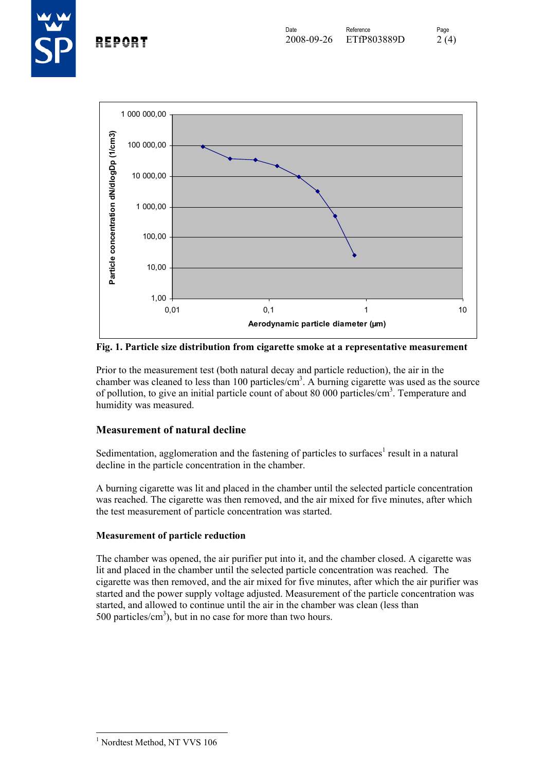Fig. 1. **Particle size distribution from cigarette smoke at a representative measurement**

Prior to the measurement test (both natural decay and particle reduction), the air in the chamber was cleaned to less than 100 particles/cm$^3$. A burning cigarette was used as the source of pollution, to give an initial particle count of about 80 000 particles/cm$^3$. Temperature and humidity was measured.

## Measurement of natural decline

Sedimentation, agglomeration and the fastening of particles to surfaces[1] result in a natural decline in the particle concentration in the chamber.

A burning cigarette was lit and placed in the chamber until the selected particle concentration was reached. The cigarette was then removed, and the air mixed for five minutes, after which the test measurement of particle concentration was started.

### Measurement of particle reduction

The chamber was opened, the air purifier put into it, and the chamber closed. A cigarette was lit and placed in the chamber until the selected particle concentration was reached. The cigarette was then removed, and the air mixed for five minutes, after which the air purifier was started and the power supply voltage adjusted. Measurement of the particle concentration was started, and allowed to continue until the air in the chamber was clean (less than 500 particles/cm$^3$), but in no case for more than two hours.

---

[1] Nordtest Method, NT VVS 106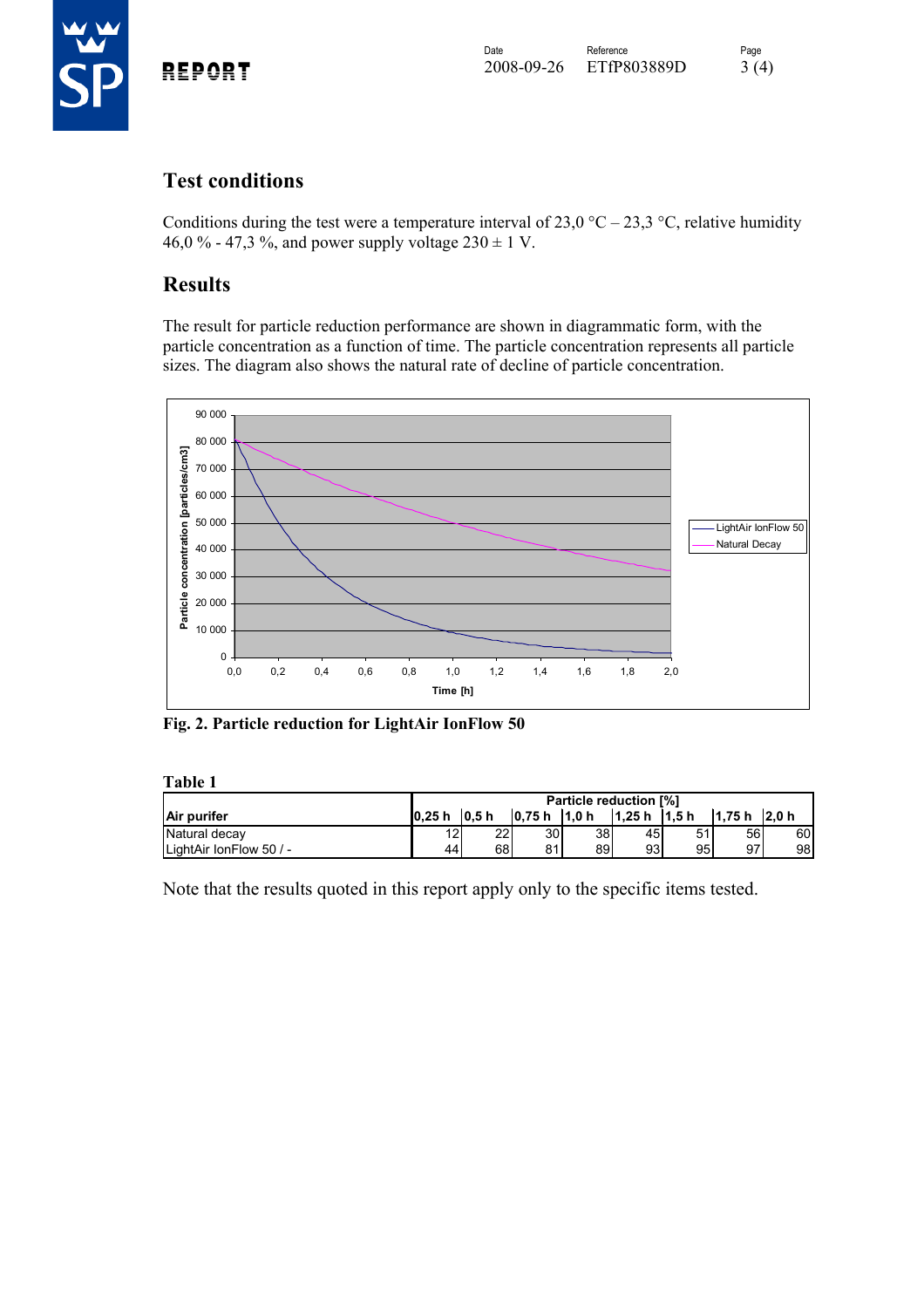## Test conditions

Conditions during the test were a temperature interval of 23,0 °C – 23,3 °C, relative humidity 46,0 % - 47,3 %, and power supply voltage 230 ± 1 V.

## Results

The result for particle reduction performance are shown in diagrammatic form, with the particle concentration as a function of time. The particle concentration represents all particle sizes. The diagram also shows the natural rate of decline of particle concentration.

**Fig. 2. Particle reduction for LightAir IonFlow 50**

**Table 1**

| Air purifer | Particle reduction [%] | | | | | | | |
|---|---|---|---|---|---|---|---|---|
| | 0,25 h | 0,5 h | 0,75 h | 1,0 h | 1,25 h | 1,5 h | 1,75 h | 2,0 h |
| Natural decay | 12 | 22 | 30 | 38 | 45 | 51 | 56 | 60 |
| LightAir IonFlow 50 / - | 44 | 68 | 81 | 89 | 93 | 95 | 97 | 98 |

Note that the results quoted in this report apply only to the specific items tested.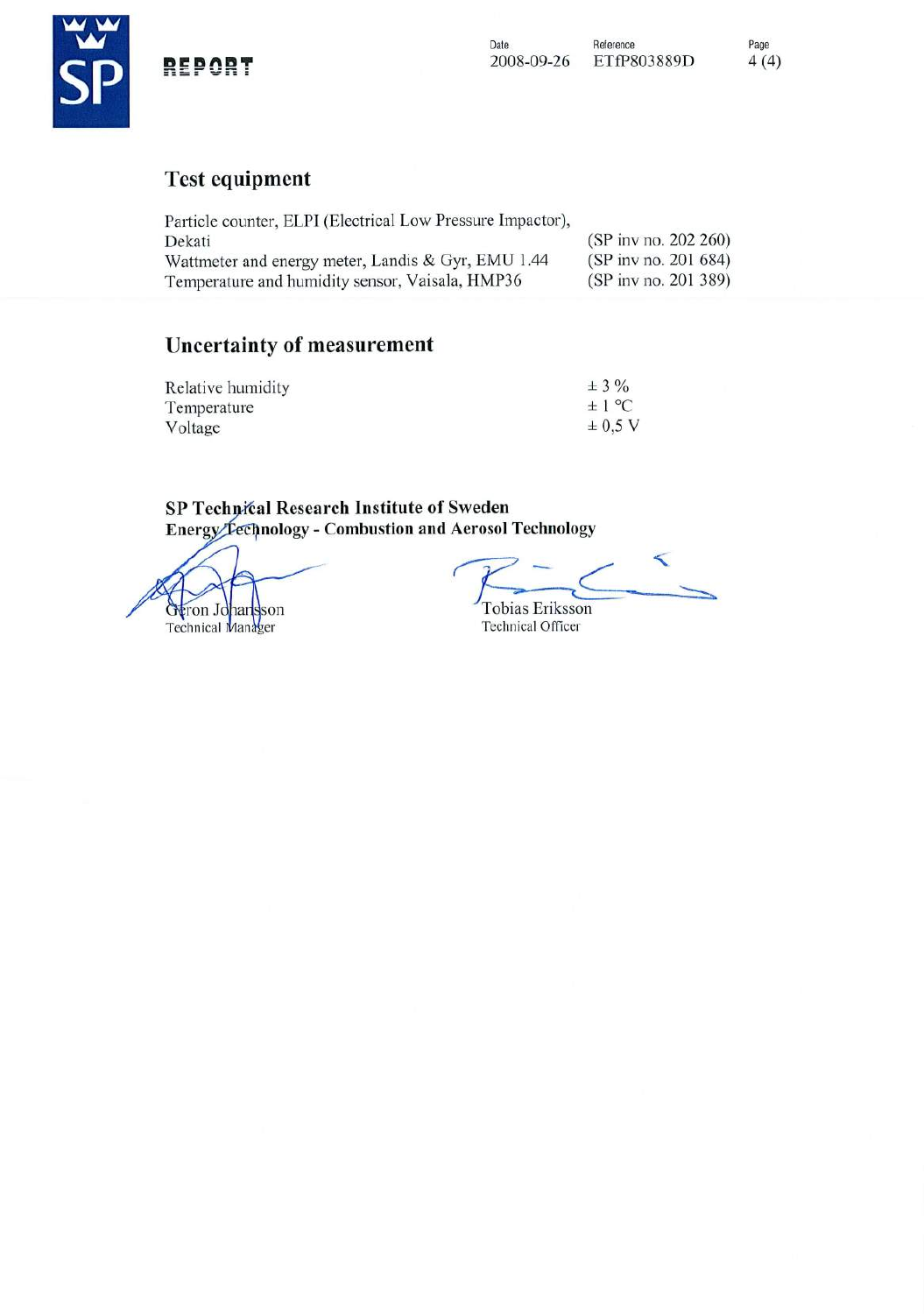## Test equipment

| | |
|---|---|
| Particle counter, ELPI (Electrical Low Pressure Impactor), Dekati | (SP inv no. 202 260) |
| Wattmeter and energy meter, Landis & Gyr, EMU 1.44 | (SP inv no. 201 684) |
| Temperature and humidity sensor, Vaisala, HMP36 | (SP inv no. 201 389) |

## Uncertainty of measurement

| | |
|---|---|
| Relative humidity | ± 3 % |
| Temperature | ± 1 °C |
| Voltage | ± 0,5 V |

**SP Technical Research Institute of Sweden**
**Energy Technology - Combustion and Aerosol Technology**

Göron Johansson
Technical Manager

Tobias Eriksson
Technical Officer